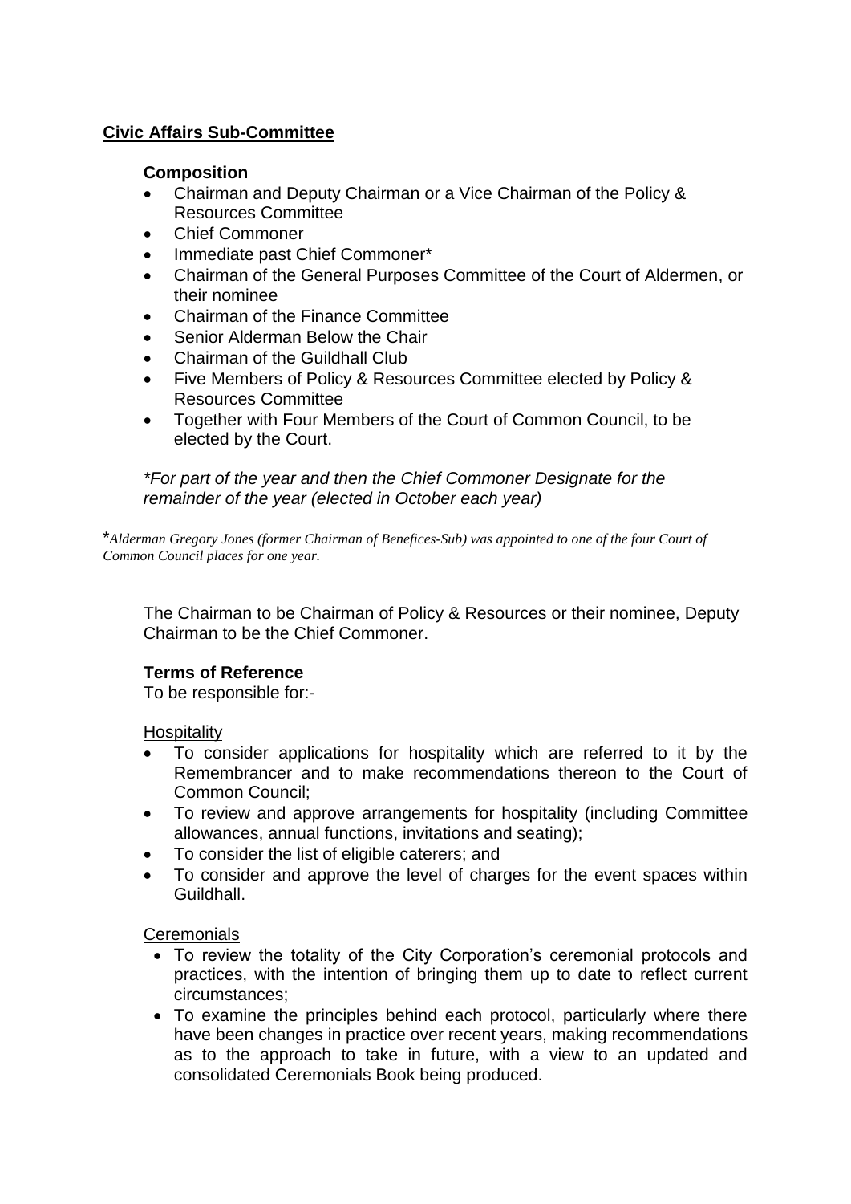**<u>Civic Affairs Sub-Committee</u>**

**Composition**

- Chairman and Deputy Chairman or a Vice Chairman of the Policy & Resources Committee
- Chief Commoner
- Immediate past Chief Commoner*
- Chairman of the General Purposes Committee of the Court of Aldermen, or their nominee
- Chairman of the Finance Committee
- Senior Alderman Below the Chair
- Chairman of the Guildhall Club
- Five Members of Policy & Resources Committee elected by Policy & Resources Committee
- Together with Four Members of the Court of Common Council, to be elected by the Court.

*\*For part of the year and then the Chief Commoner Designate for the remainder of the year (elected in October each year)*

*\*Alderman Gregory Jones (former Chairman of Benefices-Sub) was appointed to one of the four Court of Common Council places for one year.*

The Chairman to be Chairman of Policy & Resources or their nominee, Deputy Chairman to be the Chief Commoner.

**Terms of Reference**

To be responsible for:-

<u>Hospitality</u>

- To consider applications for hospitality which are referred to it by the Remembrancer and to make recommendations thereon to the Court of Common Council;
- To review and approve arrangements for hospitality (including Committee allowances, annual functions, invitations and seating);
- To consider the list of eligible caterers; and
- To consider and approve the level of charges for the event spaces within Guildhall.

<u>Ceremonials</u>

- To review the totality of the City Corporation's ceremonial protocols and practices, with the intention of bringing them up to date to reflect current circumstances;
- To examine the principles behind each protocol, particularly where there have been changes in practice over recent years, making recommendations as to the approach to take in future, with a view to an updated and consolidated Ceremonials Book being produced.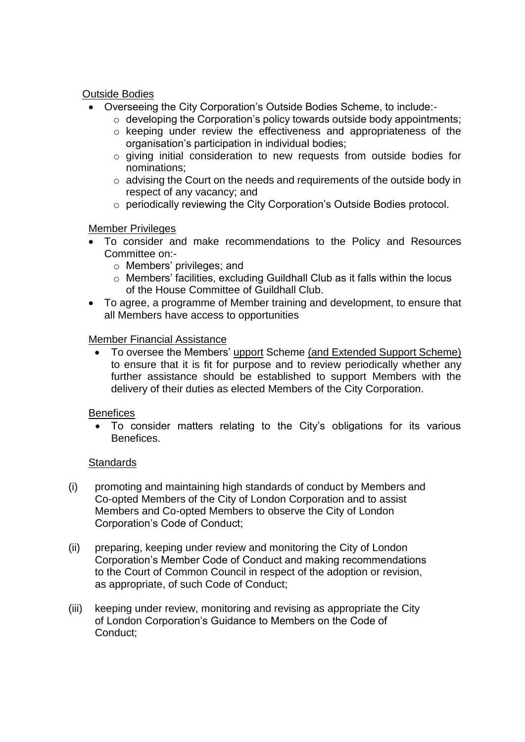Outside Bodies

- Overseeing the City Corporation's Outside Bodies Scheme, to include:-
  - developing the Corporation's policy towards outside body appointments;
  - keeping under review the effectiveness and appropriateness of the organisation's participation in individual bodies;
  - giving initial consideration to new requests from outside bodies for nominations;
  - advising the Court on the needs and requirements of the outside body in respect of any vacancy; and
  - periodically reviewing the City Corporation's Outside Bodies protocol.

Member Privileges

- To consider and make recommendations to the Policy and Resources Committee on:-
  - Members' privileges; and
  - Members' facilities, excluding Guildhall Club as it falls within the locus of the House Committee of Guildhall Club.
- To agree, a programme of Member training and development, to ensure that all Members have access to opportunities

Member Financial Assistance

- To oversee the Members' upport Scheme (and Extended Support Scheme) to ensure that it is fit for purpose and to review periodically whether any further assistance should be established to support Members with the delivery of their duties as elected Members of the City Corporation.

Benefices

- To consider matters relating to the City's obligations for its various Benefices.

Standards

(i) promoting and maintaining high standards of conduct by Members and Co-opted Members of the City of London Corporation and to assist Members and Co-opted Members to observe the City of London Corporation's Code of Conduct;

(ii) preparing, keeping under review and monitoring the City of London Corporation's Member Code of Conduct and making recommendations to the Court of Common Council in respect of the adoption or revision, as appropriate, of such Code of Conduct;

(iii) keeping under review, monitoring and revising as appropriate the City of London Corporation's Guidance to Members on the Code of Conduct;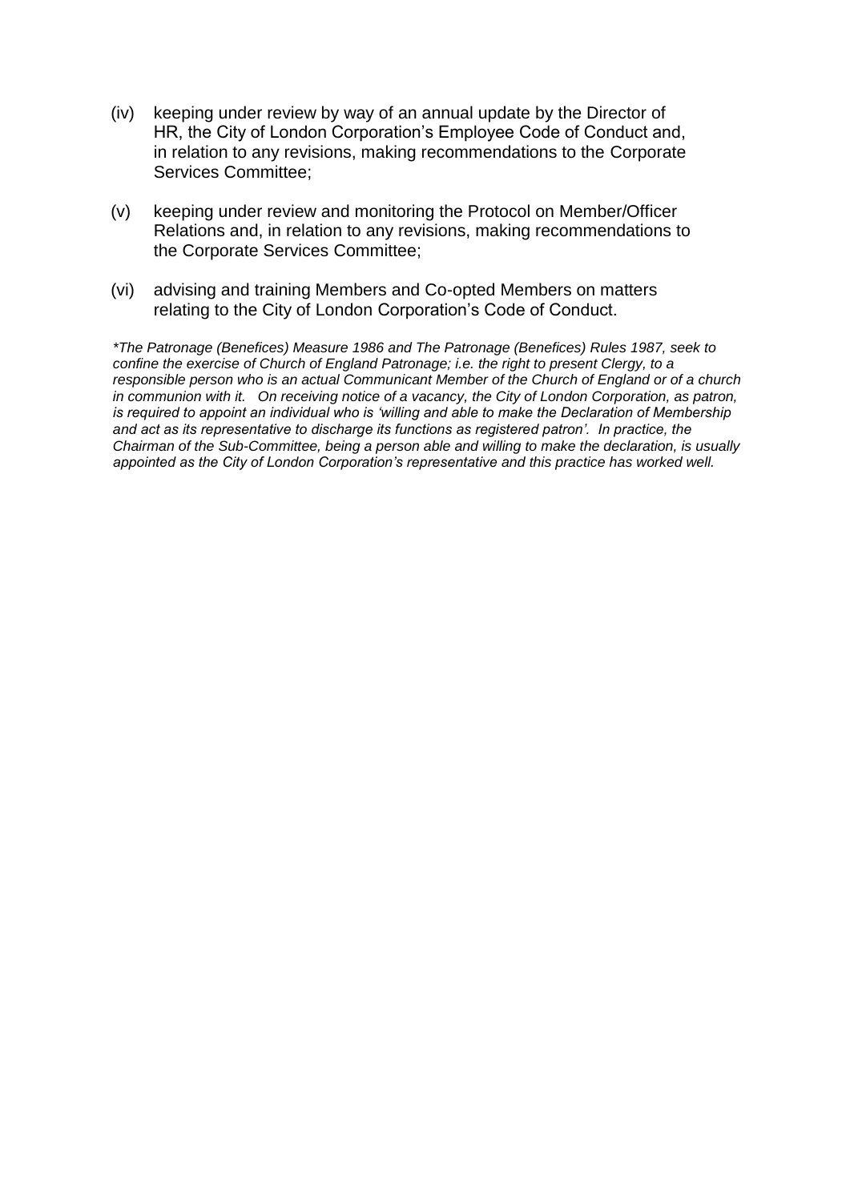(iv) keeping under review by way of an annual update by the Director of HR, the City of London Corporation's Employee Code of Conduct and, in relation to any revisions, making recommendations to the Corporate Services Committee;

(v) keeping under review and monitoring the Protocol on Member/Officer Relations and, in relation to any revisions, making recommendations to the Corporate Services Committee;

(vi) advising and training Members and Co-opted Members on matters relating to the City of London Corporation's Code of Conduct.

*\*The Patronage (Benefices) Measure 1986 and The Patronage (Benefices) Rules 1987, seek to confine the exercise of Church of England Patronage; i.e. the right to present Clergy, to a responsible person who is an actual Communicant Member of the Church of England or of a church in communion with it. On receiving notice of a vacancy, the City of London Corporation, as patron, is required to appoint an individual who is 'willing and able to make the Declaration of Membership and act as its representative to discharge its functions as registered patron'. In practice, the Chairman of the Sub-Committee, being a person able and willing to make the declaration, is usually appointed as the City of London Corporation's representative and this practice has worked well.*